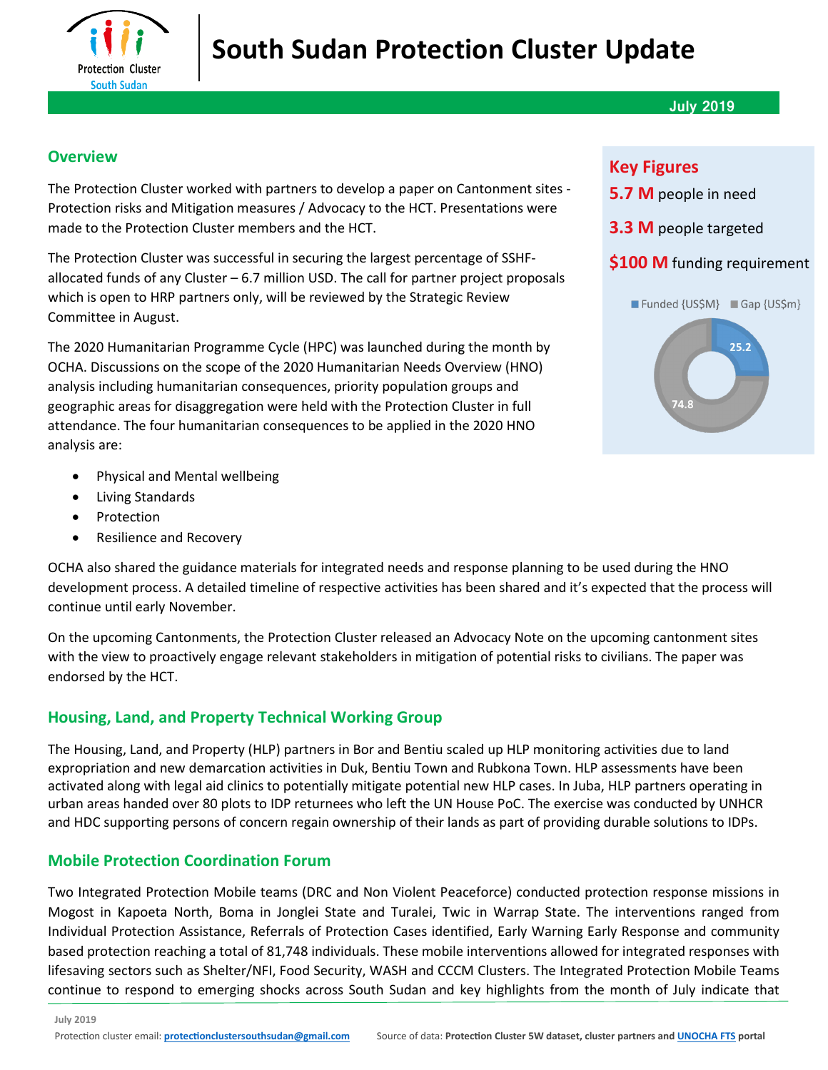# South Sudan Protection Cluster Update

**July 2019**

## Overview

The Protection Cluster worked with partners to develop a paper on Cantonment sites - Protection risks and Mitigation measures / Advocacy to the HCT. Presentations were made to the Protection Cluster members and the HCT.

The Protection Cluster was successful in securing the largest percentage of SSHF-allocated funds of any Cluster – 6.7 million USD. The call for partner project proposals which is open to HRP partners only, will be reviewed by the Strategic Review Committee in August.

The 2020 Humanitarian Programme Cycle (HPC) was launched during the month by OCHA. Discussions on the scope of the 2020 Humanitarian Needs Overview (HNO) analysis including humanitarian consequences, priority population groups and geographic areas for disaggregation were held with the Protection Cluster in full attendance. The four humanitarian consequences to be applied in the 2020 HNO analysis are:

- Physical and Mental wellbeing
- Living Standards
- Protection
- Resilience and Recovery

OCHA also shared the guidance materials for integrated needs and response planning to be used during the HNO development process. A detailed timeline of respective activities has been shared and it's expected that the process will continue until early November.

On the upcoming Cantonments, the Protection Cluster released an Advocacy Note on the upcoming cantonment sites with the view to proactively engage relevant stakeholders in mitigation of potential risks to civilians. The paper was endorsed by the HCT.

### Key Figures

**5.7 M** people in need

**3.3 M** people targeted

**$100 M** funding requirement

| Funded {US$M} | Gap {US$m} |
|---|---|
| 25.2 | 74.8 |

## Housing, Land, and Property Technical Working Group

The Housing, Land, and Property (HLP) partners in Bor and Bentiu scaled up HLP monitoring activities due to land expropriation and new demarcation activities in Duk, Bentiu Town and Rubkona Town. HLP assessments have been activated along with legal aid clinics to potentially mitigate potential new HLP cases. In Juba, HLP partners operating in urban areas handed over 80 plots to IDP returnees who left the UN House PoC. The exercise was conducted by UNHCR and HDC supporting persons of concern regain ownership of their lands as part of providing durable solutions to IDPs.

## Mobile Protection Coordination Forum

Two Integrated Protection Mobile teams (DRC and Non Violent Peaceforce) conducted protection response missions in Mogost in Kapoeta North, Boma in Jonglei State and Turalei, Twic in Warrap State. The interventions ranged from Individual Protection Assistance, Referrals of Protection Cases identified, Early Warning Early Response and community based protection reaching a total of 81,748 individuals. These mobile interventions allowed for integrated responses with lifesaving sectors such as Shelter/NFI, Food Security, WASH and CCCM Clusters. The Integrated Protection Mobile Teams continue to respond to emerging shocks across South Sudan and key highlights from the month of July indicate that

Protection cluster email: protectionclustersouthsudan@gmail.com     Source of data: **Protection Cluster 5W dataset, cluster partners and UNOCHA FTS portal**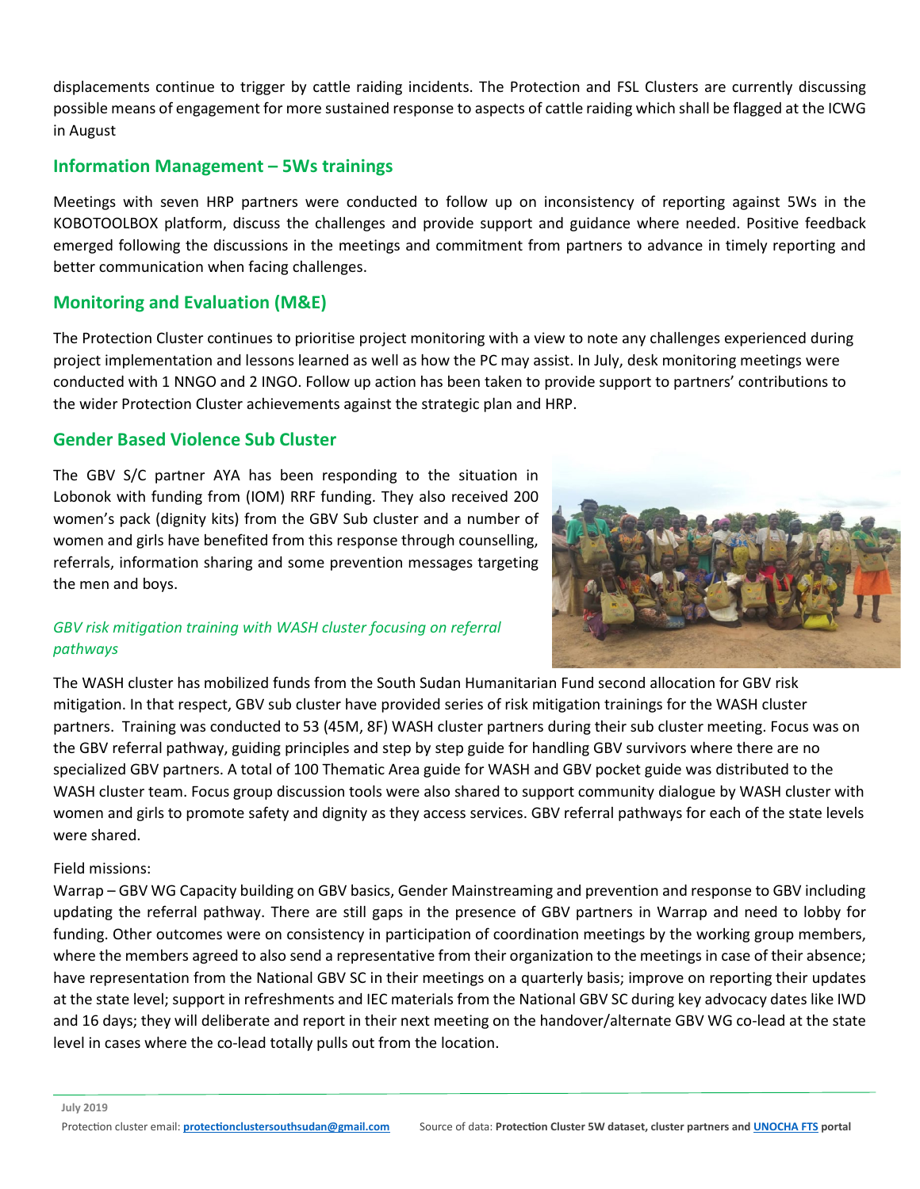displacements continue to trigger by cattle raiding incidents. The Protection and FSL Clusters are currently discussing possible means of engagement for more sustained response to aspects of cattle raiding which shall be flagged at the ICWG in August

## Information Management – 5Ws trainings

Meetings with seven HRP partners were conducted to follow up on inconsistency of reporting against 5Ws in the KOBOTOOLBOX platform, discuss the challenges and provide support and guidance where needed. Positive feedback emerged following the discussions in the meetings and commitment from partners to advance in timely reporting and better communication when facing challenges.

## Monitoring and Evaluation (M&E)

The Protection Cluster continues to prioritise project monitoring with a view to note any challenges experienced during project implementation and lessons learned as well as how the PC may assist. In July, desk monitoring meetings were conducted with 1 NNGO and 2 INGO. Follow up action has been taken to provide support to partners' contributions to the wider Protection Cluster achievements against the strategic plan and HRP.

## Gender Based Violence Sub Cluster

The GBV S/C partner AYA has been responding to the situation in Lobonok with funding from (IOM) RRF funding. They also received 200 women's pack (dignity kits) from the GBV Sub cluster and a number of women and girls have benefited from this response through counselling, referrals, information sharing and some prevention messages targeting the men and boys.

### *GBV risk mitigation training with WASH cluster focusing on referral pathways*

The WASH cluster has mobilized funds from the South Sudan Humanitarian Fund second allocation for GBV risk mitigation. In that respect, GBV sub cluster have provided series of risk mitigation trainings for the WASH cluster partners. Training was conducted to 53 (45M, 8F) WASH cluster partners during their sub cluster meeting. Focus was on the GBV referral pathway, guiding principles and step by step guide for handling GBV survivors where there are no specialized GBV partners. A total of 100 Thematic Area guide for WASH and GBV pocket guide was distributed to the WASH cluster team. Focus group discussion tools were also shared to support community dialogue by WASH cluster with women and girls to promote safety and dignity as they access services. GBV referral pathways for each of the state levels were shared.

Field missions:

Warrap – GBV WG Capacity building on GBV basics, Gender Mainstreaming and prevention and response to GBV including updating the referral pathway. There are still gaps in the presence of GBV partners in Warrap and need to lobby for funding. Other outcomes were on consistency in participation of coordination meetings by the working group members, where the members agreed to also send a representative from their organization to the meetings in case of their absence; have representation from the National GBV SC in their meetings on a quarterly basis; improve on reporting their updates at the state level; support in refreshments and IEC materials from the National GBV SC during key advocacy dates like IWD and 16 days; they will deliberate and report in their next meeting on the handover/alternate GBV WG co-lead at the state level in cases where the co-lead totally pulls out from the location.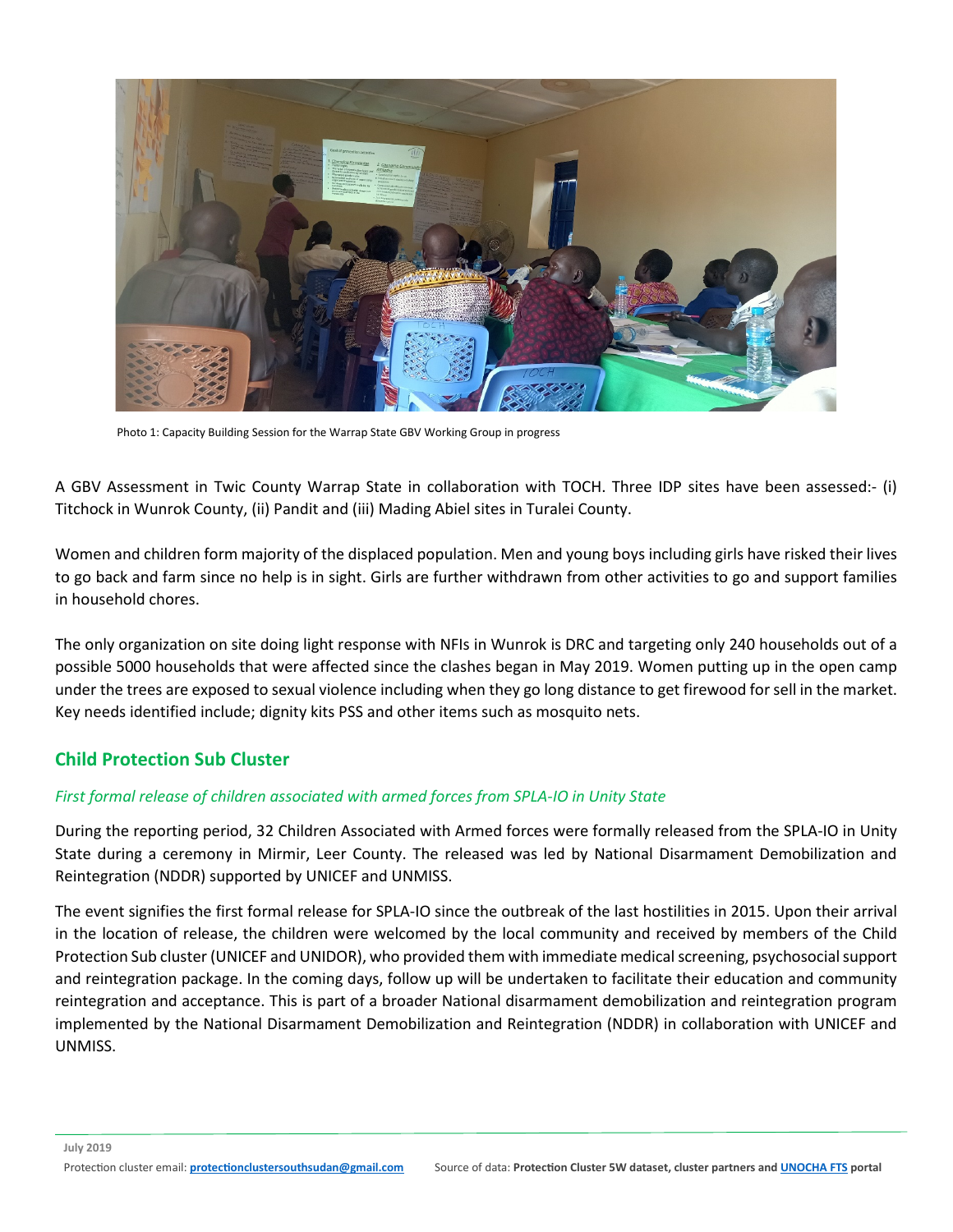Photo 1: Capacity Building Session for the Warrap State GBV Working Group in progress

A GBV Assessment in Twic County Warrap State in collaboration with TOCH. Three IDP sites have been assessed:- (i) Titchock in Wunrok County, (ii) Pandit and (iii) Mading Abiel sites in Turalei County.

Women and children form majority of the displaced population. Men and young boys including girls have risked their lives to go back and farm since no help is in sight. Girls are further withdrawn from other activities to go and support families in household chores.

The only organization on site doing light response with NFIs in Wunrok is DRC and targeting only 240 households out of a possible 5000 households that were affected since the clashes began in May 2019. Women putting up in the open camp under the trees are exposed to sexual violence including when they go long distance to get firewood for sell in the market. Key needs identified include; dignity kits PSS and other items such as mosquito nets.

## Child Protection Sub Cluster

### *First formal release of children associated with armed forces from SPLA-IO in Unity State*

During the reporting period, 32 Children Associated with Armed forces were formally released from the SPLA-IO in Unity State during a ceremony in Mirmir, Leer County. The released was led by National Disarmament Demobilization and Reintegration (NDDR) supported by UNICEF and UNMISS.

The event signifies the first formal release for SPLA-IO since the outbreak of the last hostilities in 2015. Upon their arrival in the location of release, the children were welcomed by the local community and received by members of the Child Protection Sub cluster (UNICEF and UNIDOR), who provided them with immediate medical screening, psychosocial support and reintegration package. In the coming days, follow up will be undertaken to facilitate their education and community reintegration and acceptance. This is part of a broader National disarmament demobilization and reintegration program implemented by the National Disarmament Demobilization and Reintegration (NDDR) in collaboration with UNICEF and UNMISS.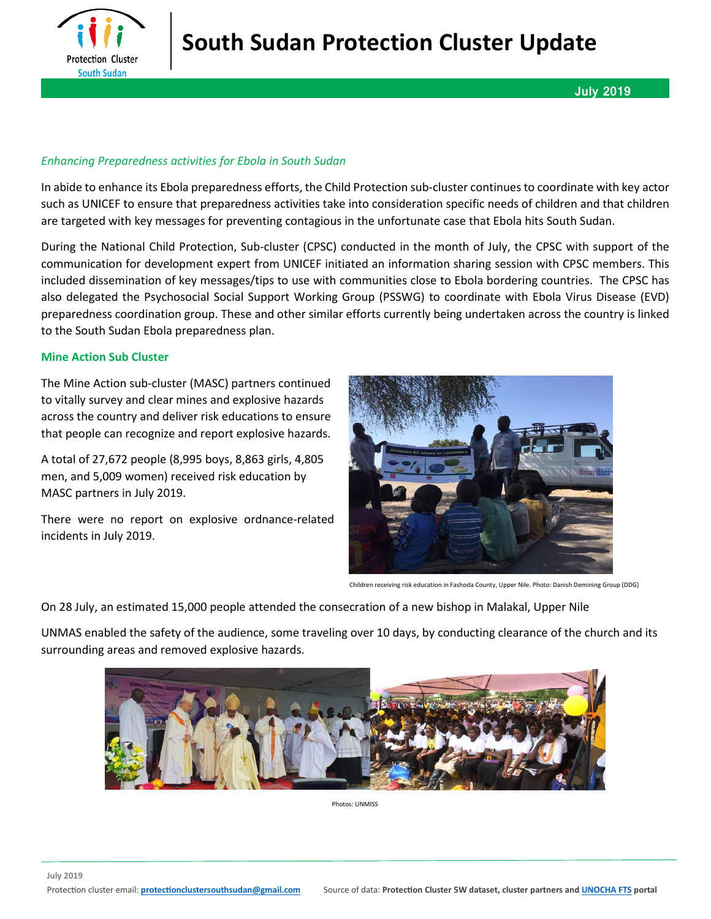# South Sudan Protection Cluster Update

July 2019

*Enhancing Preparedness activities for Ebola in South Sudan*

In abide to enhance its Ebola preparedness efforts, the Child Protection sub-cluster continues to coordinate with key actor such as UNICEF to ensure that preparedness activities take into consideration specific needs of children and that children are targeted with key messages for preventing contagious in the unfortunate case that Ebola hits South Sudan.

During the National Child Protection, Sub-cluster (CPSC) conducted in the month of July, the CPSC with support of the communication for development expert from UNICEF initiated an information sharing session with CPSC members. This included dissemination of key messages/tips to use with communities close to Ebola bordering countries. The CPSC has also delegated the Psychosocial Social Support Working Group (PSSWG) to coordinate with Ebola Virus Disease (EVD) preparedness coordination group. These and other similar efforts currently being undertaken across the country is linked to the South Sudan Ebola preparedness plan.

## Mine Action Sub Cluster

The Mine Action sub-cluster (MASC) partners continued to vitally survey and clear mines and explosive hazards across the country and deliver risk educations to ensure that people can recognize and report explosive hazards.

A total of 27,672 people (8,995 boys, 8,863 girls, 4,805 men, and 5,009 women) received risk education by MASC partners in July 2019.

There were no report on explosive ordnance-related incidents in July 2019.

Children receiving risk education in Fashoda County, Upper Nile. Photo: Danish Demining Group (DDG)

On 28 July, an estimated 15,000 people attended the consecration of a new bishop in Malakal, Upper Nile

UNMAS enabled the safety of the audience, some traveling over 10 days, by conducting clearance of the church and its surrounding areas and removed explosive hazards.

Photos: UNMISS

July 2019

Protection cluster email: **protectionclustersouthsudan@gmail.com**

Source of data: **Protection Cluster 5W dataset, cluster partners and UNOCHA FTS portal**